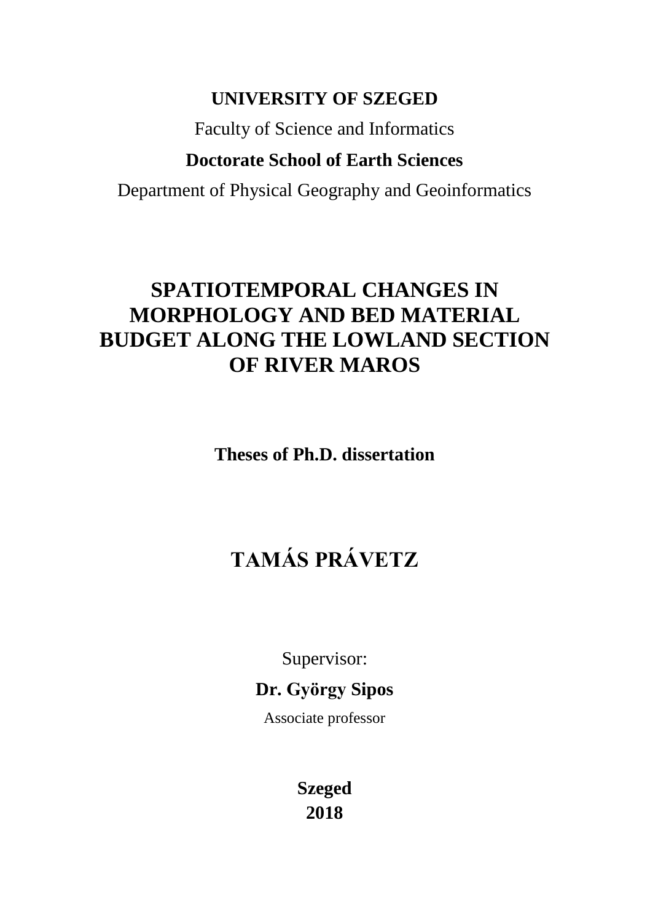**UNIVERSITY OF SZEGED**

Faculty of Science and Informatics

**Doctorate School of Earth Sciences**

Department of Physical Geography and Geoinformatics

# SPATIOTEMPORAL CHANGES IN MORPHOLOGY AND BED MATERIAL BUDGET ALONG THE LOWLAND SECTION OF RIVER MAROS

**Theses of Ph.D. dissertation**

## TAMÁS PRÁVETZ

Supervisor:

**Dr. György Sipos**

Associate professor

**Szeged**
**2018**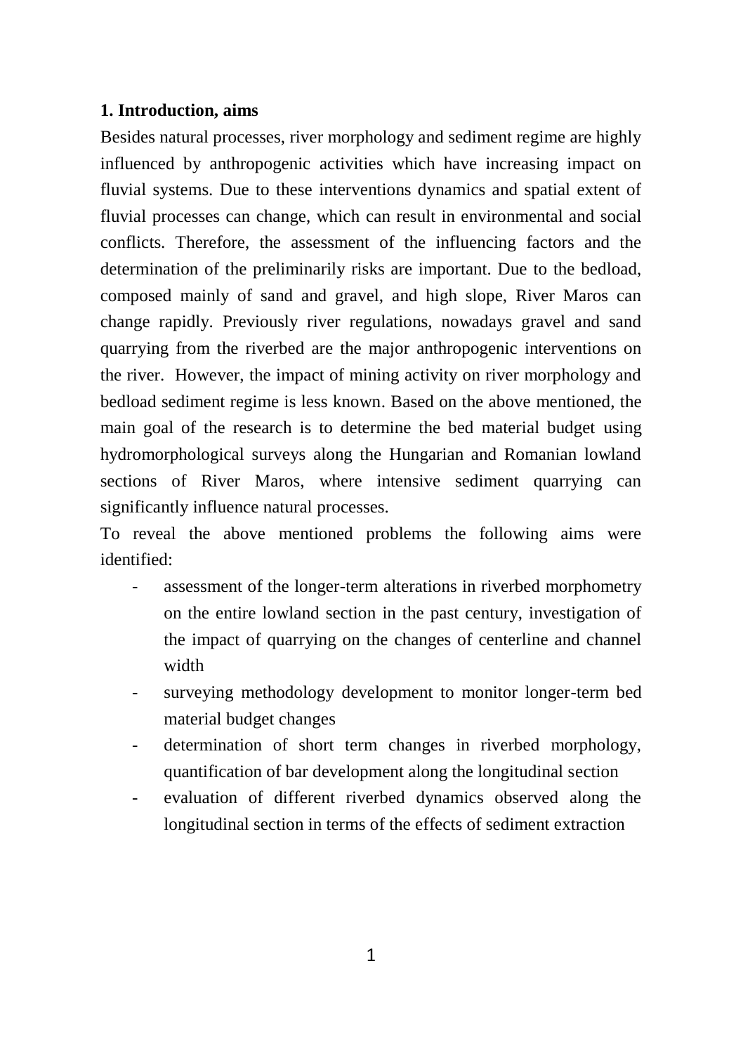## 1. Introduction, aims

Besides natural processes, river morphology and sediment regime are highly influenced by anthropogenic activities which have increasing impact on fluvial systems. Due to these interventions dynamics and spatial extent of fluvial processes can change, which can result in environmental and social conflicts. Therefore, the assessment of the influencing factors and the determination of the preliminarily risks are important. Due to the bedload, composed mainly of sand and gravel, and high slope, River Maros can change rapidly. Previously river regulations, nowadays gravel and sand quarrying from the riverbed are the major anthropogenic interventions on the river. However, the impact of mining activity on river morphology and bedload sediment regime is less known. Based on the above mentioned, the main goal of the research is to determine the bed material budget using hydromorphological surveys along the Hungarian and Romanian lowland sections of River Maros, where intensive sediment quarrying can significantly influence natural processes.

To reveal the above mentioned problems the following aims were identified:

- assessment of the longer-term alterations in riverbed morphometry on the entire lowland section in the past century, investigation of the impact of quarrying on the changes of centerline and channel width
- surveying methodology development to monitor longer-term bed material budget changes
- determination of short term changes in riverbed morphology, quantification of bar development along the longitudinal section
- evaluation of different riverbed dynamics observed along the longitudinal section in terms of the effects of sediment extraction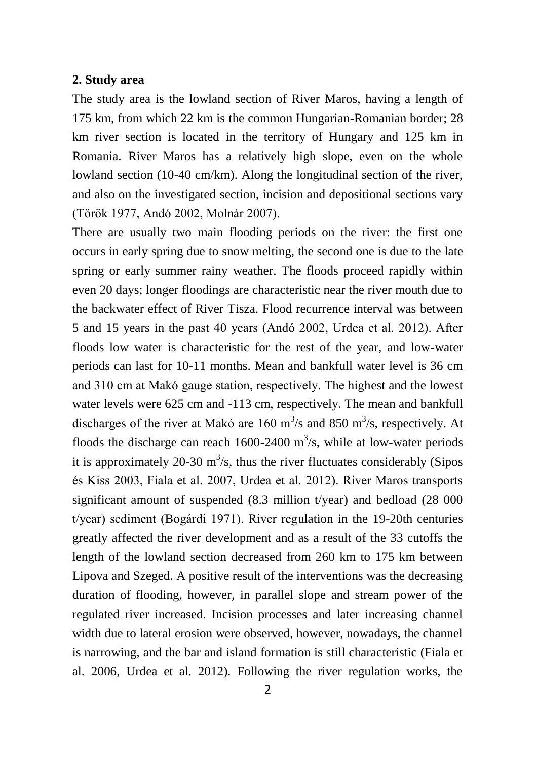## 2. Study area

The study area is the lowland section of River Maros, having a length of 175 km, from which 22 km is the common Hungarian-Romanian border; 28 km river section is located in the territory of Hungary and 125 km in Romania. River Maros has a relatively high slope, even on the whole lowland section (10-40 cm/km). Along the longitudinal section of the river, and also on the investigated section, incision and depositional sections vary (Török 1977, Andó 2002, Molnár 2007).

There are usually two main flooding periods on the river: the first one occurs in early spring due to snow melting, the second one is due to the late spring or early summer rainy weather. The floods proceed rapidly within even 20 days; longer floodings are characteristic near the river mouth due to the backwater effect of River Tisza. Flood recurrence interval was between 5 and 15 years in the past 40 years (Andó 2002, Urdea et al. 2012). After floods low water is characteristic for the rest of the year, and low-water periods can last for 10-11 months. Mean and bankfull water level is 36 cm and 310 cm at Makó gauge station, respectively. The highest and the lowest water levels were 625 cm and -113 cm, respectively. The mean and bankfull discharges of the river at Makó are 160 $m^3$/s and 850 $m^3$/s, respectively. At floods the discharge can reach 1600-2400 $m^3$/s, while at low-water periods it is approximately 20-30 $m^3$/s, thus the river fluctuates considerably (Sipos és Kiss 2003, Fiala et al. 2007, Urdea et al. 2012). River Maros transports significant amount of suspended (8.3 million t/year) and bedload (28 000 t/year) sediment (Bogárdi 1971). River regulation in the 19-20th centuries greatly affected the river development and as a result of the 33 cutoffs the length of the lowland section decreased from 260 km to 175 km between Lipova and Szeged. A positive result of the interventions was the decreasing duration of flooding, however, in parallel slope and stream power of the regulated river increased. Incision processes and later increasing channel width due to lateral erosion were observed, however, nowadays, the channel is narrowing, and the bar and island formation is still characteristic (Fiala et al. 2006, Urdea et al. 2012). Following the river regulation works, the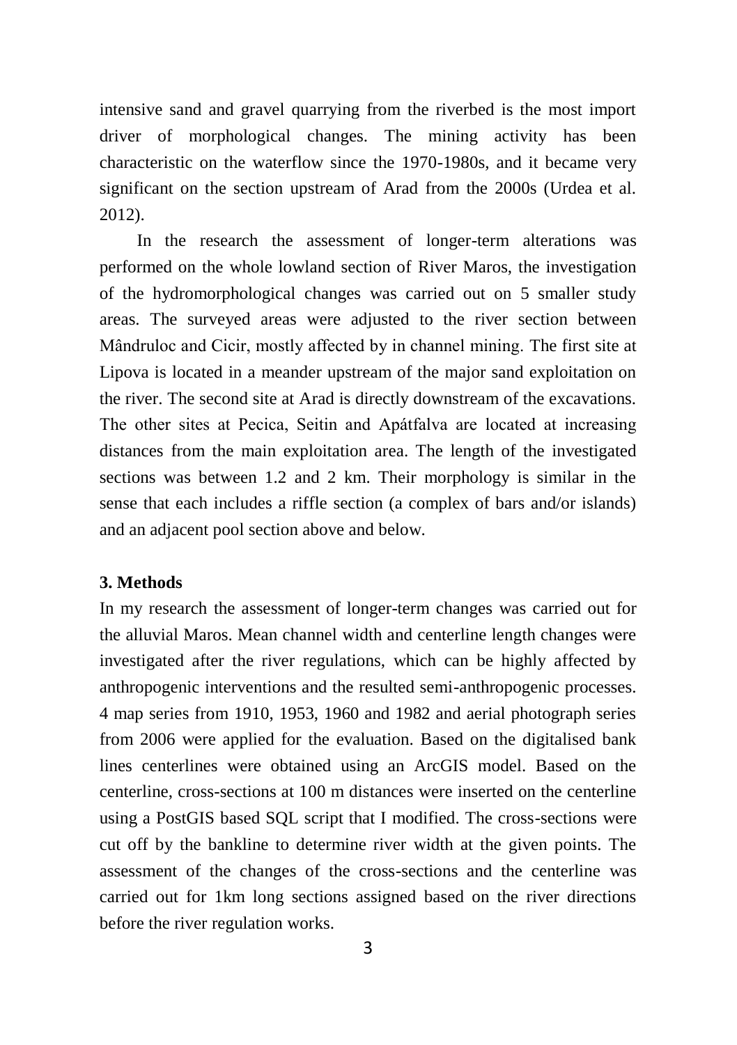intensive sand and gravel quarrying from the riverbed is the most import driver of morphological changes. The mining activity has been characteristic on the waterflow since the 1970-1980s, and it became very significant on the section upstream of Arad from the 2000s (Urdea et al. 2012).

In the research the assessment of longer-term alterations was performed on the whole lowland section of River Maros, the investigation of the hydromorphological changes was carried out on 5 smaller study areas. The surveyed areas were adjusted to the river section between Mândruloc and Cicir, mostly affected by in channel mining. The first site at Lipova is located in a meander upstream of the major sand exploitation on the river. The second site at Arad is directly downstream of the excavations. The other sites at Pecica, Seitin and Apátfalva are located at increasing distances from the main exploitation area. The length of the investigated sections was between 1.2 and 2 km. Their morphology is similar in the sense that each includes a riffle section (a complex of bars and/or islands) and an adjacent pool section above and below.

### 3. Methods

In my research the assessment of longer-term changes was carried out for the alluvial Maros. Mean channel width and centerline length changes were investigated after the river regulations, which can be highly affected by anthropogenic interventions and the resulted semi-anthropogenic processes. 4 map series from 1910, 1953, 1960 and 1982 and aerial photograph series from 2006 were applied for the evaluation. Based on the digitalised bank lines centerlines were obtained using an ArcGIS model. Based on the centerline, cross-sections at 100 m distances were inserted on the centerline using a PostGIS based SQL script that I modified. The cross-sections were cut off by the bankline to determine river width at the given points. The assessment of the changes of the cross-sections and the centerline was carried out for 1km long sections assigned based on the river directions before the river regulation works.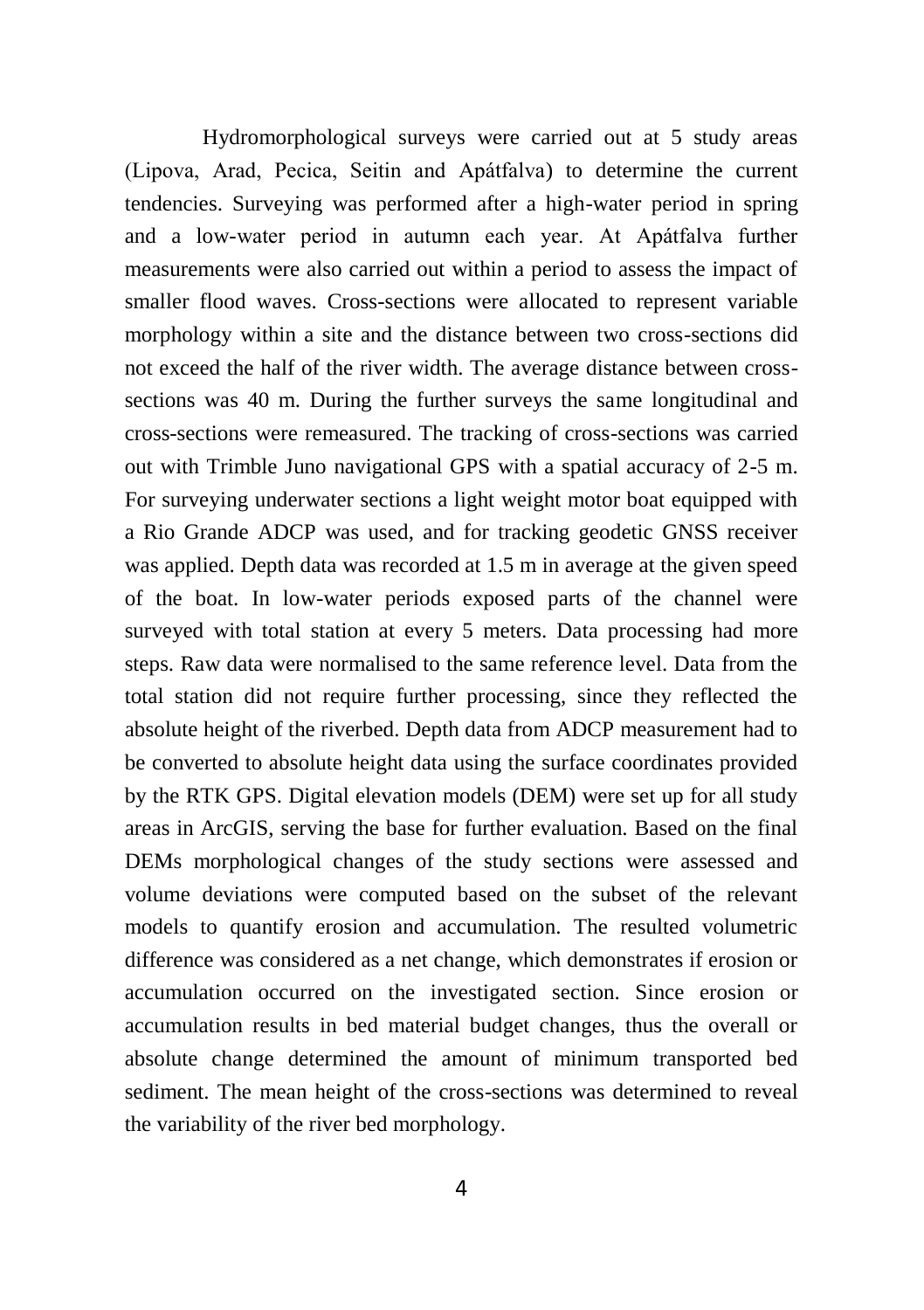Hydromorphological surveys were carried out at 5 study areas (Lipova, Arad, Pecica, Seitin and Apátfalva) to determine the current tendencies. Surveying was performed after a high-water period in spring and a low-water period in autumn each year. At Apátfalva further measurements were also carried out within a period to assess the impact of smaller flood waves. Cross-sections were allocated to represent variable morphology within a site and the distance between two cross-sections did not exceed the half of the river width. The average distance between cross-sections was 40 m. During the further surveys the same longitudinal and cross-sections were remeasured. The tracking of cross-sections was carried out with Trimble Juno navigational GPS with a spatial accuracy of 2-5 m. For surveying underwater sections a light weight motor boat equipped with a Rio Grande ADCP was used, and for tracking geodetic GNSS receiver was applied. Depth data was recorded at 1.5 m in average at the given speed of the boat. In low-water periods exposed parts of the channel were surveyed with total station at every 5 meters. Data processing had more steps. Raw data were normalised to the same reference level. Data from the total station did not require further processing, since they reflected the absolute height of the riverbed. Depth data from ADCP measurement had to be converted to absolute height data using the surface coordinates provided by the RTK GPS. Digital elevation models (DEM) were set up for all study areas in ArcGIS, serving the base for further evaluation. Based on the final DEMs morphological changes of the study sections were assessed and volume deviations were computed based on the subset of the relevant models to quantify erosion and accumulation. The resulted volumetric difference was considered as a net change, which demonstrates if erosion or accumulation occurred on the investigated section. Since erosion or accumulation results in bed material budget changes, thus the overall or absolute change determined the amount of minimum transported bed sediment. The mean height of the cross-sections was determined to reveal the variability of the river bed morphology.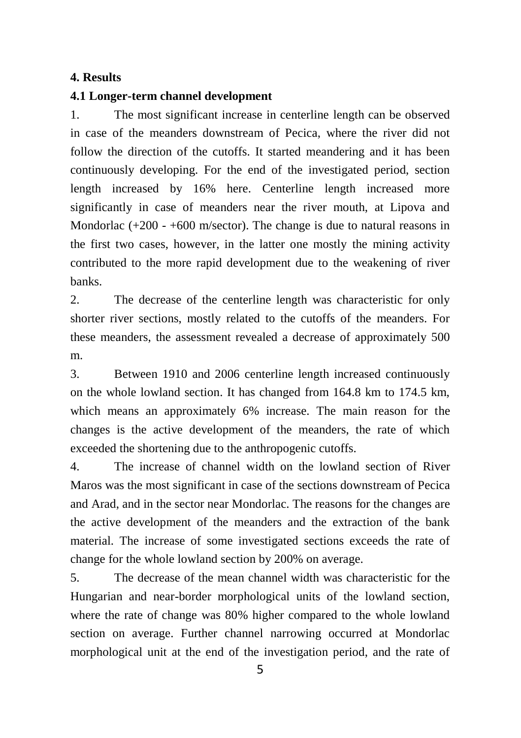**4. Results**

**4.1 Longer-term channel development**

1. The most significant increase in centerline length can be observed in case of the meanders downstream of Pecica, where the river did not follow the direction of the cutoffs. It started meandering and it has been continuously developing. For the end of the investigated period, section length increased by 16% here. Centerline length increased more significantly in case of meanders near the river mouth, at Lipova and Mondorlac (+200 - +600 m/sector). The change is due to natural reasons in the first two cases, however, in the latter one mostly the mining activity contributed to the more rapid development due to the weakening of river banks.

2. The decrease of the centerline length was characteristic for only shorter river sections, mostly related to the cutoffs of the meanders. For these meanders, the assessment revealed a decrease of approximately 500 m.

3. Between 1910 and 2006 centerline length increased continuously on the whole lowland section. It has changed from 164.8 km to 174.5 km, which means an approximately 6% increase. The main reason for the changes is the active development of the meanders, the rate of which exceeded the shortening due to the anthropogenic cutoffs.

4. The increase of channel width on the lowland section of River Maros was the most significant in case of the sections downstream of Pecica and Arad, and in the sector near Mondorlac. The reasons for the changes are the active development of the meanders and the extraction of the bank material. The increase of some investigated sections exceeds the rate of change for the whole lowland section by 200% on average.

5. The decrease of the mean channel width was characteristic for the Hungarian and near-border morphological units of the lowland section, where the rate of change was 80% higher compared to the whole lowland section on average. Further channel narrowing occurred at Mondorlac morphological unit at the end of the investigation period, and the rate of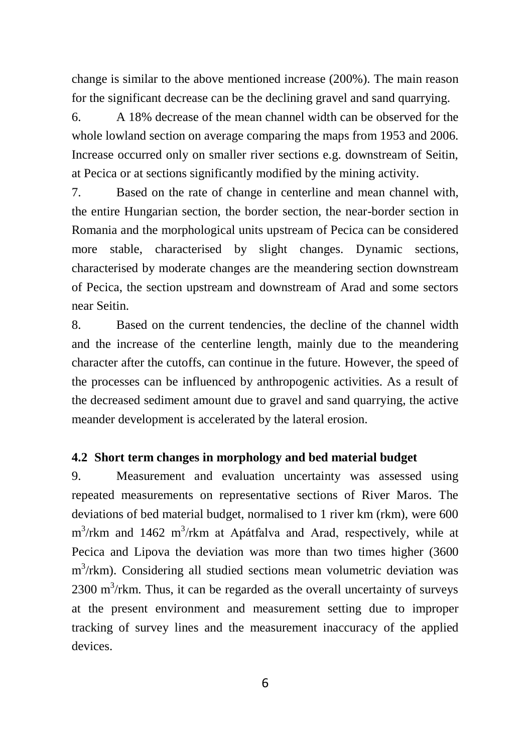change is similar to the above mentioned increase (200%). The main reason for the significant decrease can be the declining gravel and sand quarrying.

6. A 18% decrease of the mean channel width can be observed for the whole lowland section on average comparing the maps from 1953 and 2006. Increase occurred only on smaller river sections e.g. downstream of Seitin, at Pecica or at sections significantly modified by the mining activity.

7. Based on the rate of change in centerline and mean channel with, the entire Hungarian section, the border section, the near-border section in Romania and the morphological units upstream of Pecica can be considered more stable, characterised by slight changes. Dynamic sections, characterised by moderate changes are the meandering section downstream of Pecica, the section upstream and downstream of Arad and some sectors near Seitin.

8. Based on the current tendencies, the decline of the channel width and the increase of the centerline length, mainly due to the meandering character after the cutoffs, can continue in the future. However, the speed of the processes can be influenced by anthropogenic activities. As a result of the decreased sediment amount due to gravel and sand quarrying, the active meander development is accelerated by the lateral erosion.

### 4.2 Short term changes in morphology and bed material budget

9. Measurement and evaluation uncertainty was assessed using repeated measurements on representative sections of River Maros. The deviations of bed material budget, normalised to 1 river km (rkm), were 600 $m^3$/rkm and 1462 $m^3$/rkm at Apátfalva and Arad, respectively, while at Pecica and Lipova the deviation was more than two times higher (3600 $m^3$/rkm). Considering all studied sections mean volumetric deviation was 2300 $m^3$/rkm. Thus, it can be regarded as the overall uncertainty of surveys at the present environment and measurement setting due to improper tracking of survey lines and the measurement inaccuracy of the applied devices.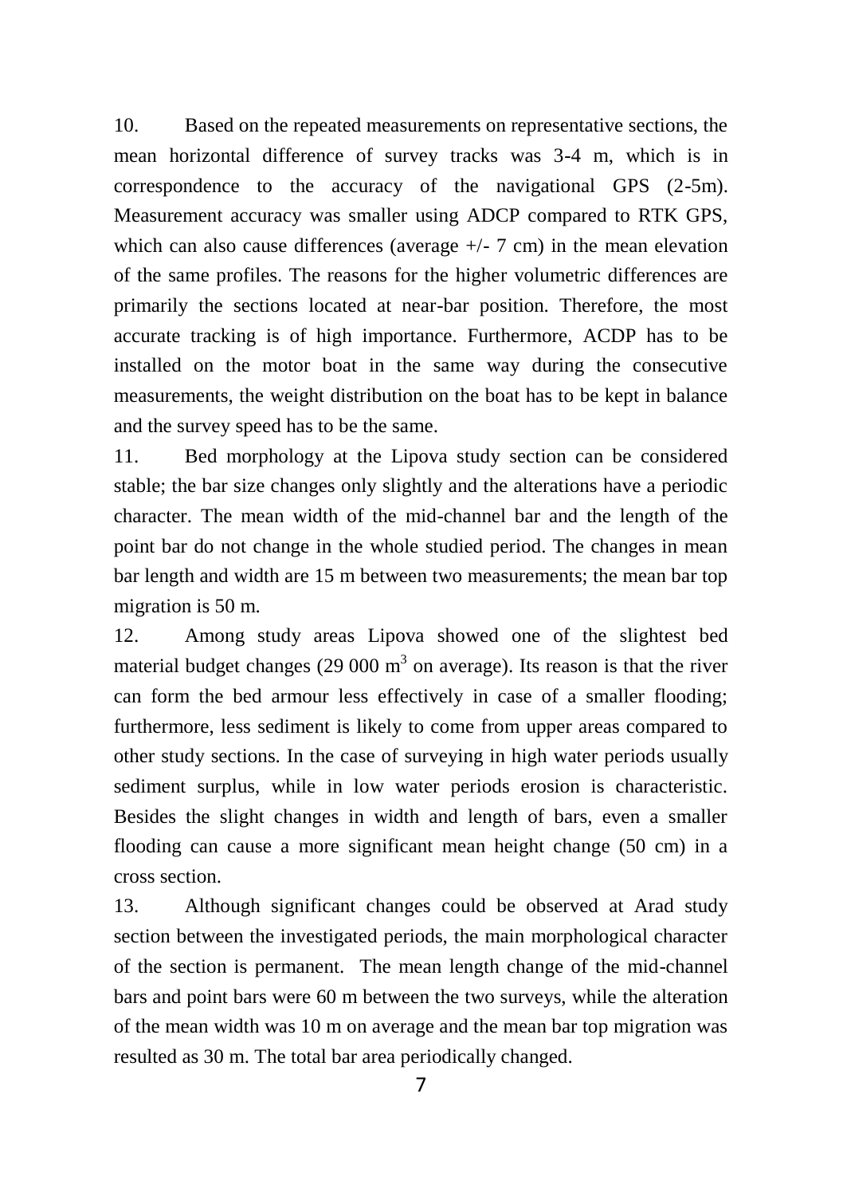10. Based on the repeated measurements on representative sections, the mean horizontal difference of survey tracks was 3-4 m, which is in correspondence to the accuracy of the navigational GPS (2-5m). Measurement accuracy was smaller using ADCP compared to RTK GPS, which can also cause differences (average +/- 7 cm) in the mean elevation of the same profiles. The reasons for the higher volumetric differences are primarily the sections located at near-bar position. Therefore, the most accurate tracking is of high importance. Furthermore, ACDP has to be installed on the motor boat in the same way during the consecutive measurements, the weight distribution on the boat has to be kept in balance and the survey speed has to be the same.

11. Bed morphology at the Lipova study section can be considered stable; the bar size changes only slightly and the alterations have a periodic character. The mean width of the mid-channel bar and the length of the point bar do not change in the whole studied period. The changes in mean bar length and width are 15 m between two measurements; the mean bar top migration is 50 m.

12. Among study areas Lipova showed one of the slightest bed material budget changes (29 000 $m^3$ on average). Its reason is that the river can form the bed armour less effectively in case of a smaller flooding; furthermore, less sediment is likely to come from upper areas compared to other study sections. In the case of surveying in high water periods usually sediment surplus, while in low water periods erosion is characteristic. Besides the slight changes in width and length of bars, even a smaller flooding can cause a more significant mean height change (50 cm) in a cross section.

13. Although significant changes could be observed at Arad study section between the investigated periods, the main morphological character of the section is permanent. The mean length change of the mid-channel bars and point bars were 60 m between the two surveys, while the alteration of the mean width was 10 m on average and the mean bar top migration was resulted as 30 m. The total bar area periodically changed.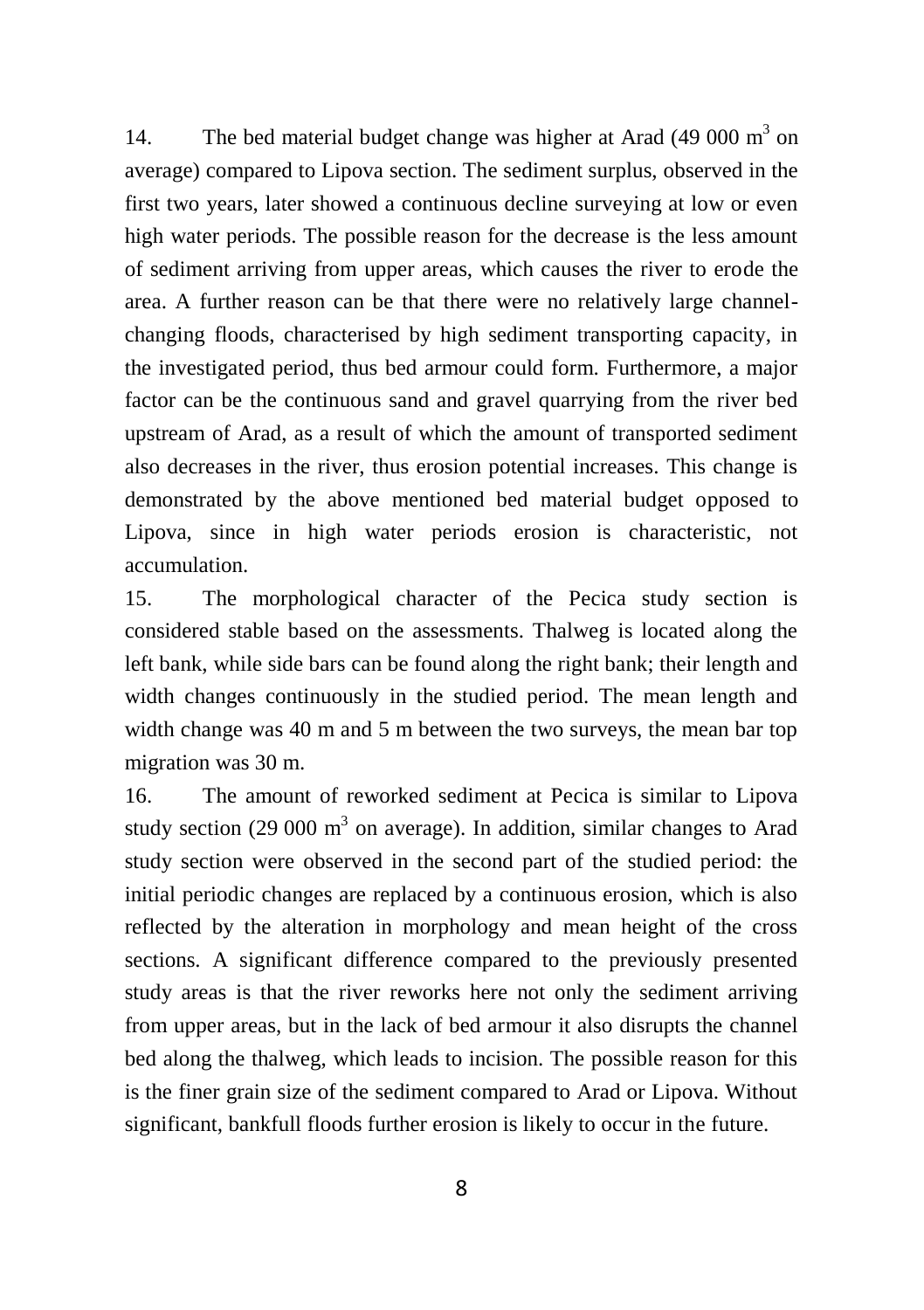14. The bed material budget change was higher at Arad (49 000 $m^3$ on average) compared to Lipova section. The sediment surplus, observed in the first two years, later showed a continuous decline surveying at low or even high water periods. The possible reason for the decrease is the less amount of sediment arriving from upper areas, which causes the river to erode the area. A further reason can be that there were no relatively large channel-changing floods, characterised by high sediment transporting capacity, in the investigated period, thus bed armour could form. Furthermore, a major factor can be the continuous sand and gravel quarrying from the river bed upstream of Arad, as a result of which the amount of transported sediment also decreases in the river, thus erosion potential increases. This change is demonstrated by the above mentioned bed material budget opposed to Lipova, since in high water periods erosion is characteristic, not accumulation.

15. The morphological character of the Pecica study section is considered stable based on the assessments. Thalweg is located along the left bank, while side bars can be found along the right bank; their length and width changes continuously in the studied period. The mean length and width change was 40 m and 5 m between the two surveys, the mean bar top migration was 30 m.

16. The amount of reworked sediment at Pecica is similar to Lipova study section (29 000 $m^3$ on average). In addition, similar changes to Arad study section were observed in the second part of the studied period: the initial periodic changes are replaced by a continuous erosion, which is also reflected by the alteration in morphology and mean height of the cross sections. A significant difference compared to the previously presented study areas is that the river reworks here not only the sediment arriving from upper areas, but in the lack of bed armour it also disrupts the channel bed along the thalweg, which leads to incision. The possible reason for this is the finer grain size of the sediment compared to Arad or Lipova. Without significant, bankfull floods further erosion is likely to occur in the future.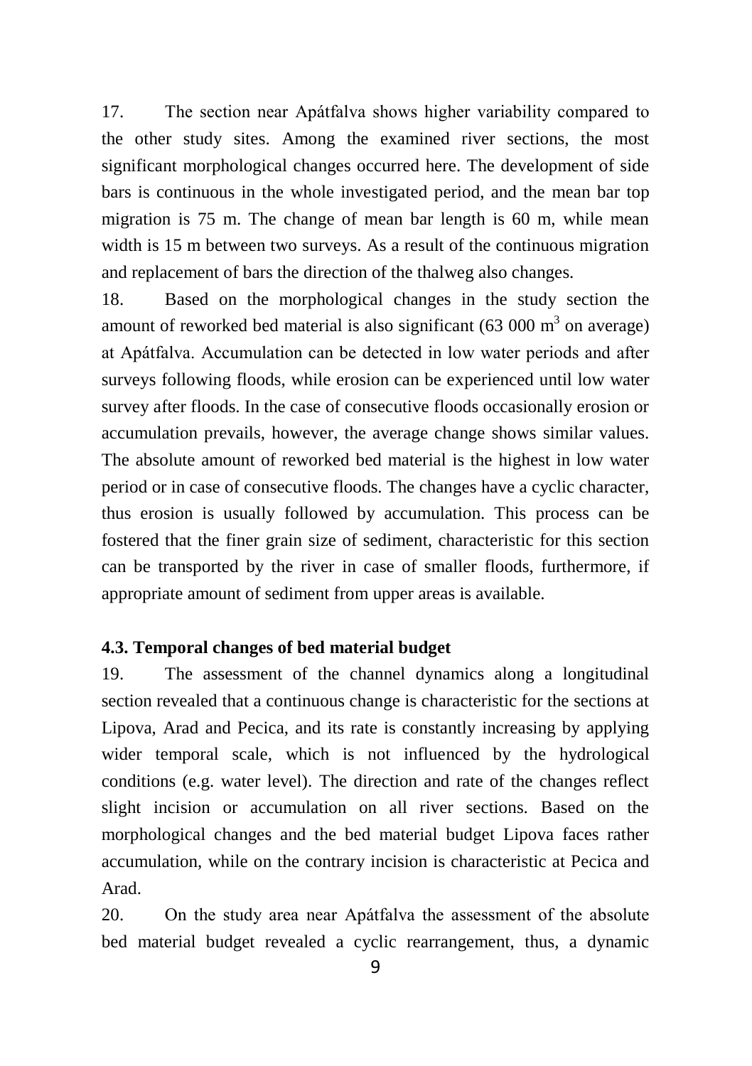17. The section near Apátfalva shows higher variability compared to the other study sites. Among the examined river sections, the most significant morphological changes occurred here. The development of side bars is continuous in the whole investigated period, and the mean bar top migration is 75 m. The change of mean bar length is 60 m, while mean width is 15 m between two surveys. As a result of the continuous migration and replacement of bars the direction of the thalweg also changes.

18. Based on the morphological changes in the study section the amount of reworked bed material is also significant (63 000 $m^3$ on average) at Apátfalva. Accumulation can be detected in low water periods and after surveys following floods, while erosion can be experienced until low water survey after floods. In the case of consecutive floods occasionally erosion or accumulation prevails, however, the average change shows similar values. The absolute amount of reworked bed material is the highest in low water period or in case of consecutive floods. The changes have a cyclic character, thus erosion is usually followed by accumulation. This process can be fostered that the finer grain size of sediment, characteristic for this section can be transported by the river in case of smaller floods, furthermore, if appropriate amount of sediment from upper areas is available.

### 4.3. Temporal changes of bed material budget

19. The assessment of the channel dynamics along a longitudinal section revealed that a continuous change is characteristic for the sections at Lipova, Arad and Pecica, and its rate is constantly increasing by applying wider temporal scale, which is not influenced by the hydrological conditions (e.g. water level). The direction and rate of the changes reflect slight incision or accumulation on all river sections. Based on the morphological changes and the bed material budget Lipova faces rather accumulation, while on the contrary incision is characteristic at Pecica and Arad.

20. On the study area near Apátfalva the assessment of the absolute bed material budget revealed a cyclic rearrangement, thus, a dynamic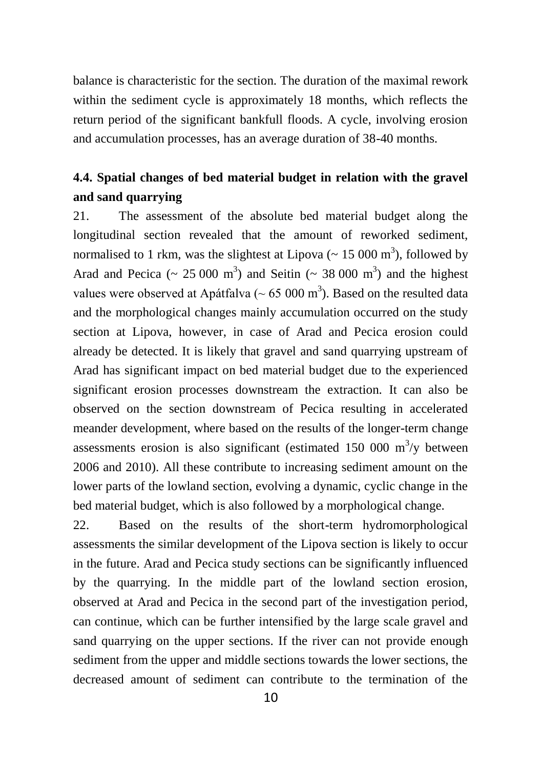balance is characteristic for the section. The duration of the maximal rework within the sediment cycle is approximately 18 months, which reflects the return period of the significant bankfull floods. A cycle, involving erosion and accumulation processes, has an average duration of 38-40 months.

### 4.4. Spatial changes of bed material budget in relation with the gravel and sand quarrying

21. The assessment of the absolute bed material budget along the longitudinal section revealed that the amount of reworked sediment, normalised to 1 rkm, was the slightest at Lipova (~ 15 000 $m^3$), followed by Arad and Pecica (~ 25 000 $m^3$) and Seitin (~ 38 000 $m^3$) and the highest values were observed at Apátfalva (~ 65 000 $m^3$). Based on the resulted data and the morphological changes mainly accumulation occurred on the study section at Lipova, however, in case of Arad and Pecica erosion could already be detected. It is likely that gravel and sand quarrying upstream of Arad has significant impact on bed material budget due to the experienced significant erosion processes downstream the extraction. It can also be observed on the section downstream of Pecica resulting in accelerated meander development, where based on the results of the longer-term change assessments erosion is also significant (estimated 150 000 $m^3$/y between 2006 and 2010). All these contribute to increasing sediment amount on the lower parts of the lowland section, evolving a dynamic, cyclic change in the bed material budget, which is also followed by a morphological change.

22. Based on the results of the short-term hydromorphological assessments the similar development of the Lipova section is likely to occur in the future. Arad and Pecica study sections can be significantly influenced by the quarrying. In the middle part of the lowland section erosion, observed at Arad and Pecica in the second part of the investigation period, can continue, which can be further intensified by the large scale gravel and sand quarrying on the upper sections. If the river can not provide enough sediment from the upper and middle sections towards the lower sections, the decreased amount of sediment can contribute to the termination of the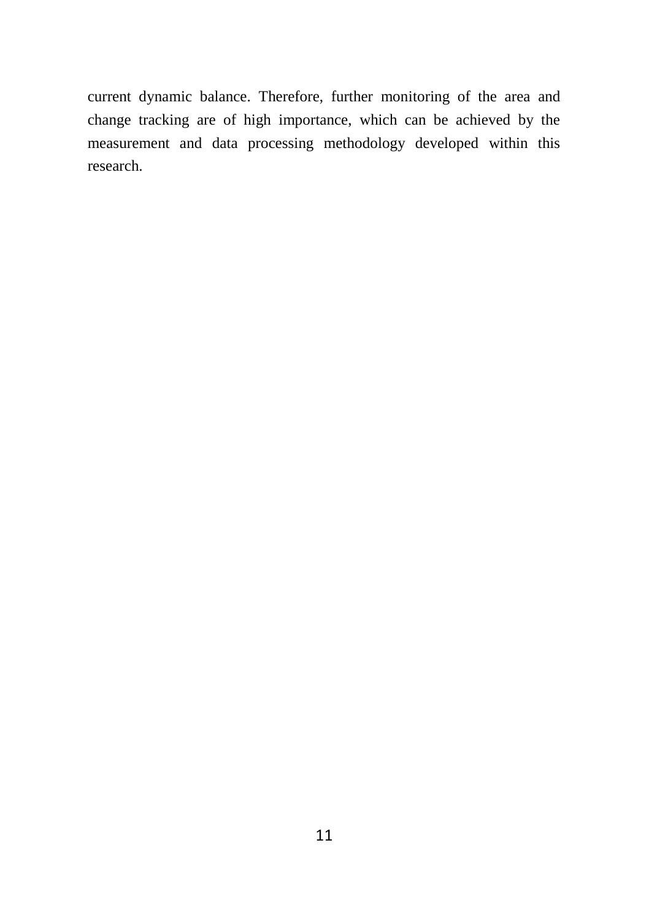current dynamic balance. Therefore, further monitoring of the area and change tracking are of high importance, which can be achieved by the measurement and data processing methodology developed within this research.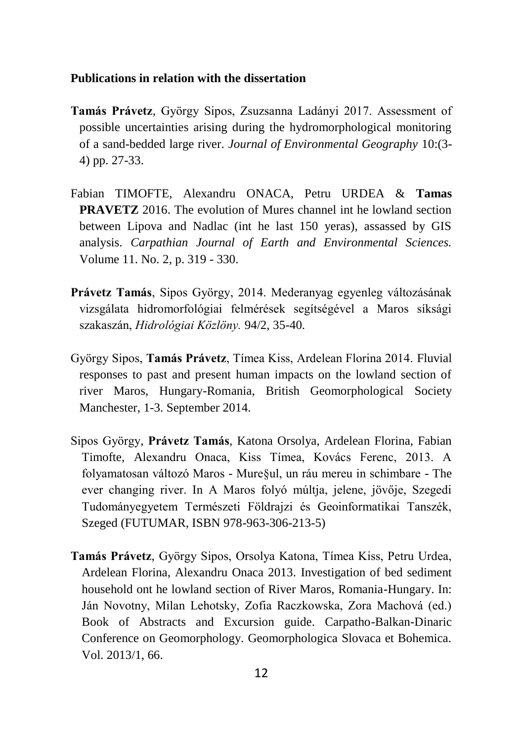**Publications in relation with the dissertation**

**Tamás Právetz**, György Sipos, Zsuzsanna Ladányi 2017. Assessment of possible uncertainties arising during the hydromorphological monitoring of a sand-bedded large river. *Journal of Environmental Geography* 10:(3-4) pp. 27-33.

Fabian TIMOFTE, Alexandru ONACA, Petru URDEA & **Tamas PRAVETZ** 2016. The evolution of Mures channel int he lowland section between Lipova and Nadlac (int he last 150 yeras), assassed by GIS analysis. *Carpathian Journal of Earth and Environmental Sciences.* Volume 11. No. 2, p. 319 - 330.

**Právetz Tamás**, Sipos György, 2014. Mederanyag egyenleg változásának vizsgálata hidromorfológiai felmérések segítségével a Maros síksági szakaszán, *Hidrológiai Közlöny.* 94/2, 35-40.

György Sipos, **Tamás Právetz**, Tímea Kiss, Ardelean Florina 2014. Fluvial responses to past and present human impacts on the lowland section of river Maros, Hungary-Romania, British Geomorphological Society Manchester, 1-3. September 2014.

Sipos György, **Právetz Tamás**, Katona Orsolya, Ardelean Florina, Fabian Timofte, Alexandru Onaca, Kiss Tímea, Kovács Ferenc, 2013. A folyamatosan változó Maros - Mure§ul, un ráu mereu in schimbare - The ever changing river. In A Maros folyó múltja, jelene, jövője, Szegedi Tudományegyetem Természeti Földrajzi és Geoinformatikai Tanszék, Szeged (FUTUMAR, ISBN 978-963-306-213-5)

**Tamás Právetz**, György Sipos, Orsolya Katona, Tímea Kiss, Petru Urdea, Ardelean Florina, Alexandru Onaca 2013. Investigation of bed sediment household ont he lowland section of River Maros, Romania-Hungary. In: Ján Novotny, Milan Lehotsky, Zofia Raczkowska, Zora Machová (ed.) Book of Abstracts and Excursion guide. Carpatho-Balkan-Dinaric Conference on Geomorphology. Geomorphologica Slovaca et Bohemica. Vol. 2013/1, 66.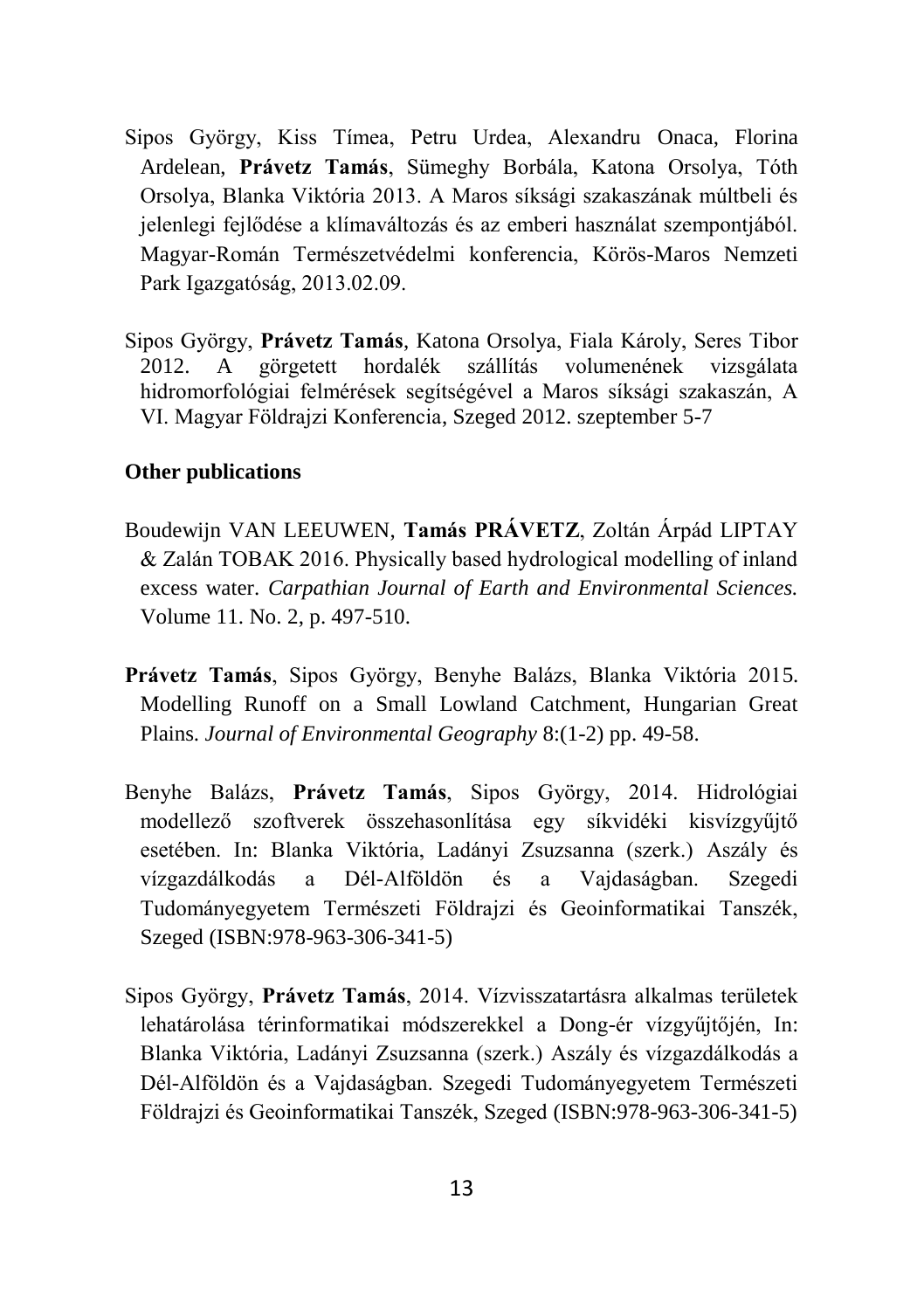Sipos György, Kiss Tímea, Petru Urdea, Alexandru Onaca, Florina Ardelean, **Právetz Tamás**, Sümeghy Borbála, Katona Orsolya, Tóth Orsolya, Blanka Viktória 2013. A Maros síksági szakaszának múltbeli és jelenlegi fejlődése a klímaváltozás és az emberi használat szempontjából. Magyar-Román Természetvédelmi konferencia, Körös-Maros Nemzeti Park Igazgatóság, 2013.02.09.

Sipos György, **Právetz Tamás**, Katona Orsolya, Fiala Károly, Seres Tibor 2012. A görgetett hordalék szállítás volumenének vizsgálata hidromorfológiai felmérések segítségével a Maros síksági szakaszán, A VI. Magyar Földrajzi Konferencia, Szeged 2012. szeptember 5-7

**Other publications**

Boudewijn VAN LEEUWEN, **Tamás PRÁVETZ**, Zoltán Árpád LIPTAY & Zalán TOBAK 2016. Physically based hydrological modelling of inland excess water. *Carpathian Journal of Earth and Environmental Sciences.* Volume 11. No. 2, p. 497-510.

**Právetz Tamás**, Sipos György, Benyhe Balázs, Blanka Viktória 2015. Modelling Runoff on a Small Lowland Catchment, Hungarian Great Plains. *Journal of Environmental Geography* 8:(1-2) pp. 49-58.

Benyhe Balázs, **Právetz Tamás**, Sipos György, 2014. Hidrológiai modellező szoftverek összehasonlítása egy síkvidéki kisvízgyűjtő esetében. In: Blanka Viktória, Ladányi Zsuzsanna (szerk.) Aszály és vízgazdálkodás a Dél-Alföldön és a Vajdaságban. Szegedi Tudományegyetem Természeti Földrajzi és Geoinformatikai Tanszék, Szeged (ISBN:978-963-306-341-5)

Sipos György, **Právetz Tamás**, 2014. Vízvisszatartásra alkalmas területek lehatárolása térinformatikai módszerekkel a Dong-ér vízgyűjtőjén, In: Blanka Viktória, Ladányi Zsuzsanna (szerk.) Aszály és vízgazdálkodás a Dél-Alföldön és a Vajdaságban. Szegedi Tudományegyetem Természeti Földrajzi és Geoinformatikai Tanszék, Szeged (ISBN:978-963-306-341-5)